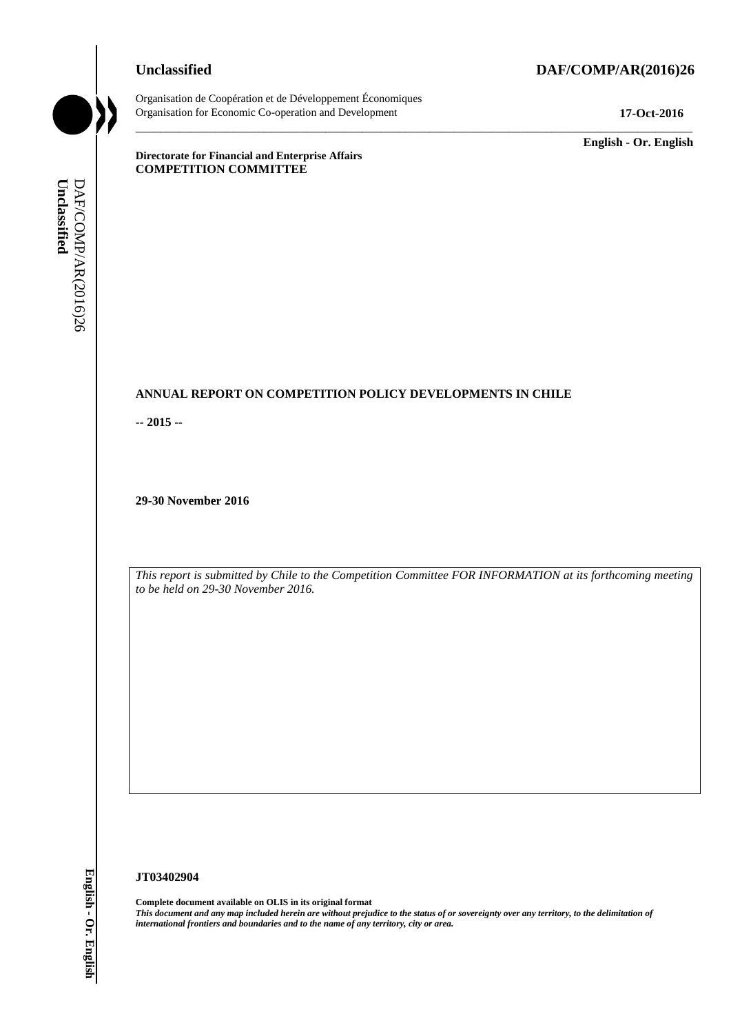**Unclassified** **DAF/COMP/AR(2016)26**

Organisation de Coopération et de Développement Économiques
Organisation for Economic Co-operation and Development **17-Oct-2016**

**English - Or. English**

**Directorate for Financial and Enterprise Affairs**
**COMPETITION COMMITTEE**

# ANNUAL REPORT ON COMPETITION POLICY DEVELOPMENTS IN CHILE

**-- 2015 --**

**29-30 November 2016**

*This report is submitted by Chile to the Competition Committee FOR INFORMATION at its forthcoming meeting to be held on 29-30 November 2016.*

**JT03402904**

**Complete document available on OLIS in its original format**
***This document and any map included herein are without prejudice to the status of or sovereignty over any territory, to the delimitation of international frontiers and boundaries and to the name of any territory, city or area.***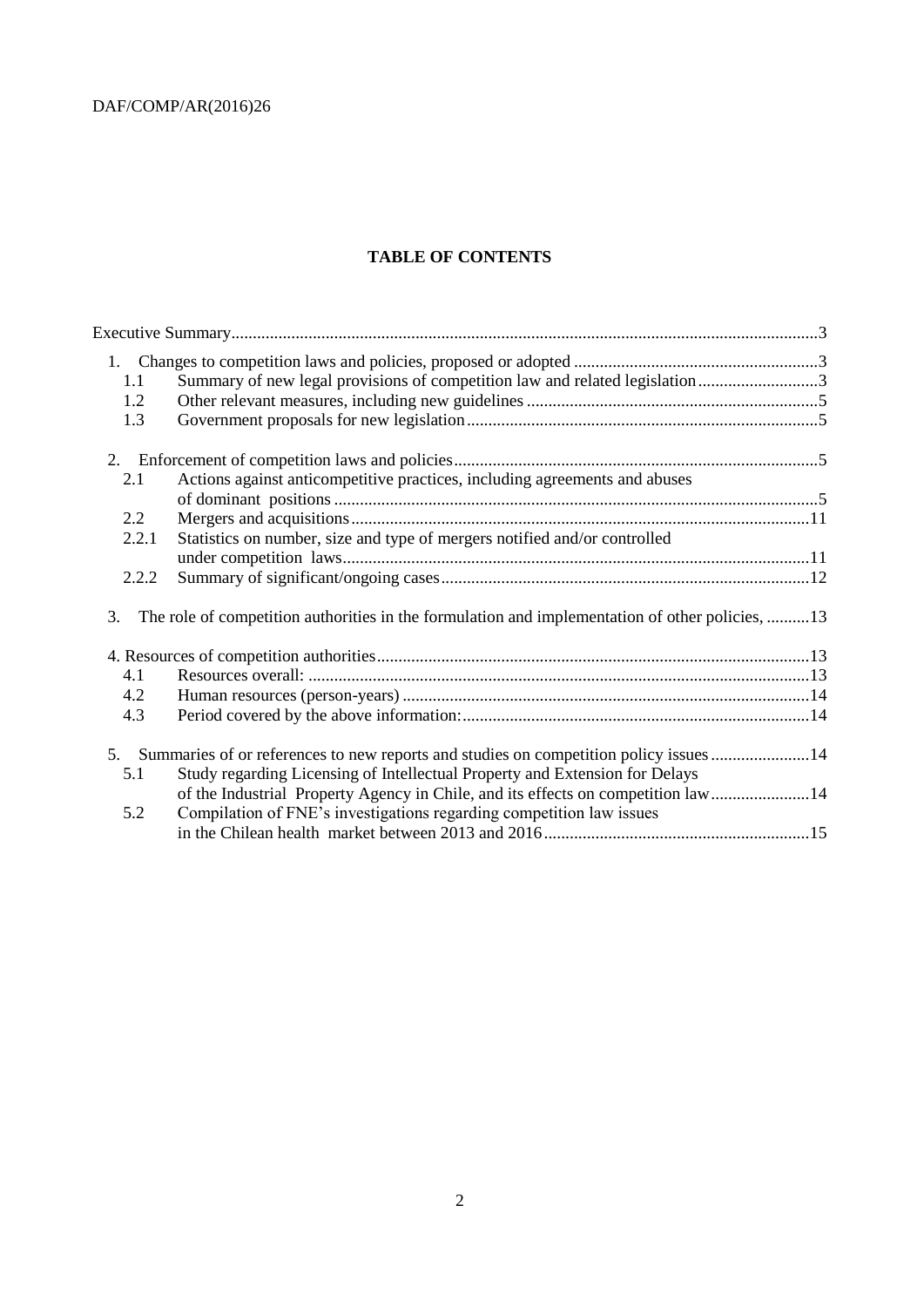**TABLE OF CONTENTS**

Executive Summary........................................................................................................................................3

1. Changes to competition laws and policies, proposed or adopted .........................................................3
   - 1.1 Summary of new legal provisions of competition law and related legislation............................3
   - 1.2 Other relevant measures, including new guidelines ....................................................................5
   - 1.3 Government proposals for new legislation..................................................................................5

2. Enforcement of competition laws and policies.....................................................................................5
   - 2.1 Actions against anticompetitive practices, including agreements and abuses of dominant positions ................................................................................................................5
   - 2.2 Mergers and acquisitions...........................................................................................................11
   - 2.2.1 Statistics on number, size and type of mergers notified and/or controlled under competition laws.............................................................................................................11
   - 2.2.2 Summary of significant/ongoing cases......................................................................................12

3. The role of competition authorities in the formulation and implementation of other policies, ..........13

4. Resources of competition authorities....................................................................................................13
   - 4.1 Resources overall: .....................................................................................................................13
   - 4.2 Human resources (person-years) ...............................................................................................14
   - 4.3 Period covered by the above information:.................................................................................14

5. Summaries of or references to new reports and studies on competition policy issues .......................14
   - 5.1 Study regarding Licensing of Intellectual Property and Extension for Delays of the Industrial Property Agency in Chile, and its effects on competition law.......................14
   - 5.2 Compilation of FNE's investigations regarding competition law issues in the Chilean health market between 2013 and 2016..............................................................15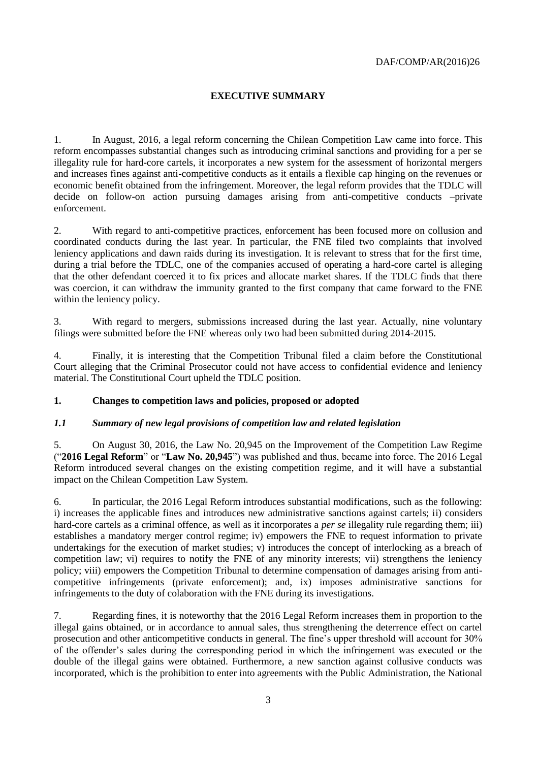## EXECUTIVE SUMMARY

1. In August, 2016, a legal reform concerning the Chilean Competition Law came into force. This reform encompasses substantial changes such as introducing criminal sanctions and providing for a per se illegality rule for hard-core cartels, it incorporates a new system for the assessment of horizontal mergers and increases fines against anti-competitive conducts as it entails a flexible cap hinging on the revenues or economic benefit obtained from the infringement. Moreover, the legal reform provides that the TDLC will decide on follow-on action pursuing damages arising from anti-competitive conducts –private enforcement.

2. With regard to anti-competitive practices, enforcement has been focused more on collusion and coordinated conducts during the last year. In particular, the FNE filed two complaints that involved leniency applications and dawn raids during its investigation. It is relevant to stress that for the first time, during a trial before the TDLC, one of the companies accused of operating a hard-core cartel is alleging that the other defendant coerced it to fix prices and allocate market shares. If the TDLC finds that there was coercion, it can withdraw the immunity granted to the first company that came forward to the FNE within the leniency policy.

3. With regard to mergers, submissions increased during the last year. Actually, nine voluntary filings were submitted before the FNE whereas only two had been submitted during 2014-2015.

4. Finally, it is interesting that the Competition Tribunal filed a claim before the Constitutional Court alleging that the Criminal Prosecutor could not have access to confidential evidence and leniency material. The Constitutional Court upheld the TDLC position.

## 1. Changes to competition laws and policies, proposed or adopted

### *1.1 Summary of new legal provisions of competition law and related legislation*

5. On August 30, 2016, the Law No. 20,945 on the Improvement of the Competition Law Regime ("**2016 Legal Reform**" or "**Law No. 20,945**") was published and thus, became into force. The 2016 Legal Reform introduced several changes on the existing competition regime, and it will have a substantial impact on the Chilean Competition Law System.

6. In particular, the 2016 Legal Reform introduces substantial modifications, such as the following: i) increases the applicable fines and introduces new administrative sanctions against cartels; ii) considers hard-core cartels as a criminal offence, as well as it incorporates a *per se* illegality rule regarding them; iii) establishes a mandatory merger control regime; iv) empowers the FNE to request information to private undertakings for the execution of market studies; v) introduces the concept of interlocking as a breach of competition law; vi) requires to notify the FNE of any minority interests; vii) strengthens the leniency policy; viii) empowers the Competition Tribunal to determine compensation of damages arising from anti-competitive infringements (private enforcement); and, ix) imposes administrative sanctions for infringements to the duty of colaboration with the FNE during its investigations.

7. Regarding fines, it is noteworthy that the 2016 Legal Reform increases them in proportion to the illegal gains obtained, or in accordance to annual sales, thus strengthening the deterrence effect on cartel prosecution and other anticompetitive conducts in general. The fine's upper threshold will account for 30% of the offender's sales during the corresponding period in which the infringement was executed or the double of the illegal gains were obtained. Furthermore, a new sanction against collusive conducts was incorporated, which is the prohibition to enter into agreements with the Public Administration, the National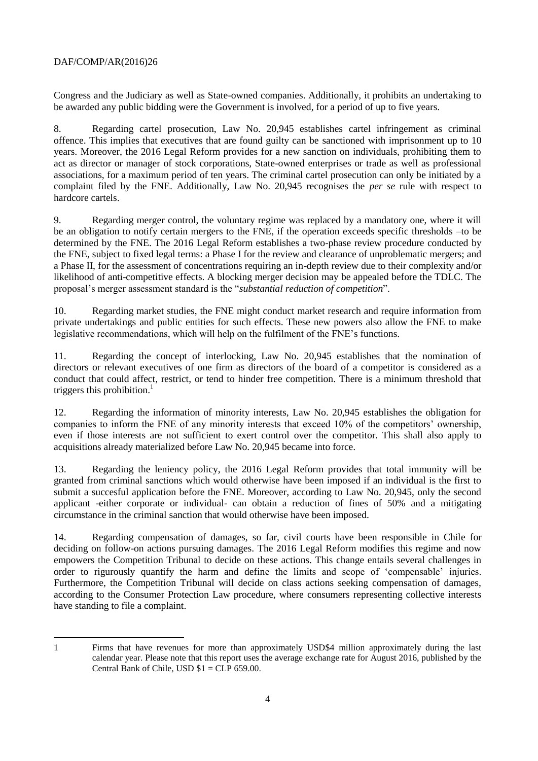Congress and the Judiciary as well as State-owned companies. Additionally, it prohibits an undertaking to be awarded any public bidding were the Government is involved, for a period of up to five years.

8. Regarding cartel prosecution, Law No. 20,945 establishes cartel infringement as criminal offence. This implies that executives that are found guilty can be sanctioned with imprisonment up to 10 years. Moreover, the 2016 Legal Reform provides for a new sanction on individuals, prohibiting them to act as director or manager of stock corporations, State-owned enterprises or trade as well as professional associations, for a maximum period of ten years. The criminal cartel prosecution can only be initiated by a complaint filed by the FNE. Additionally, Law No. 20,945 recognises the *per se* rule with respect to hardcore cartels.

9. Regarding merger control, the voluntary regime was replaced by a mandatory one, where it will be an obligation to notify certain mergers to the FNE, if the operation exceeds specific thresholds –to be determined by the FNE. The 2016 Legal Reform establishes a two-phase review procedure conducted by the FNE, subject to fixed legal terms: a Phase I for the review and clearance of unproblematic mergers; and a Phase II, for the assessment of concentrations requiring an in-depth review due to their complexity and/or likelihood of anti-competitive effects. A blocking merger decision may be appealed before the TDLC. The proposal's merger assessment standard is the "*substantial reduction of competition*".

10. Regarding market studies, the FNE might conduct market research and require information from private undertakings and public entities for such effects. These new powers also allow the FNE to make legislative recommendations, which will help on the fulfilment of the FNE's functions.

11. Regarding the concept of interlocking, Law No. 20,945 establishes that the nomination of directors or relevant executives of one firm as directors of the board of a competitor is considered as a conduct that could affect, restrict, or tend to hinder free competition. There is a minimum threshold that triggers this prohibition.[1]

12. Regarding the information of minority interests, Law No. 20,945 establishes the obligation for companies to inform the FNE of any minority interests that exceed 10% of the competitors' ownership, even if those interests are not sufficient to exert control over the competitor. This shall also apply to acquisitions already materialized before Law No. 20,945 became into force.

13. Regarding the leniency policy, the 2016 Legal Reform provides that total immunity will be granted from criminal sanctions which would otherwise have been imposed if an individual is the first to submit a succesful application before the FNE. Moreover, according to Law No. 20,945, only the second applicant -either corporate or individual- can obtain a reduction of fines of 50% and a mitigating circumstance in the criminal sanction that would otherwise have been imposed.

14. Regarding compensation of damages, so far, civil courts have been responsible in Chile for deciding on follow-on actions pursuing damages. The 2016 Legal Reform modifies this regime and now empowers the Competition Tribunal to decide on these actions. This change entails several challenges in order to rigurously quantify the harm and define the limits and scope of 'compensable' injuries. Furthermore, the Competition Tribunal will decide on class actions seeking compensation of damages, according to the Consumer Protection Law procedure, where consumers representing collective interests have standing to file a complaint.

---

1 Firms that have revenues for more than approximately USD$4 million approximately during the last calendar year. Please note that this report uses the average exchange rate for August 2016, published by the Central Bank of Chile, USD $1 = CLP 659.00.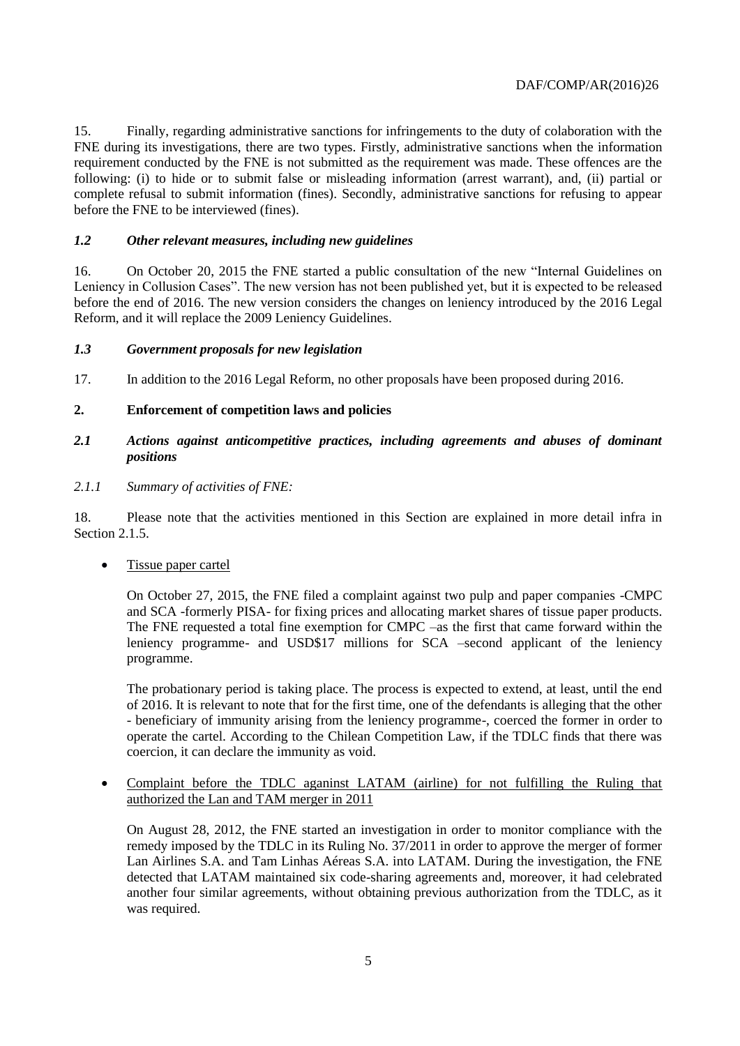15. Finally, regarding administrative sanctions for infringements to the duty of colaboration with the FNE during its investigations, there are two types. Firstly, administrative sanctions when the information requirement conducted by the FNE is not submitted as the requirement was made. These offences are the following: (i) to hide or to submit false or misleading information (arrest warrant), and, (ii) partial or complete refusal to submit information (fines). Secondly, administrative sanctions for refusing to appear before the FNE to be interviewed (fines).

### *1.2 Other relevant measures, including new guidelines*

16. On October 20, 2015 the FNE started a public consultation of the new "Internal Guidelines on Leniency in Collusion Cases". The new version has not been published yet, but it is expected to be released before the end of 2016. The new version considers the changes on leniency introduced by the 2016 Legal Reform, and it will replace the 2009 Leniency Guidelines.

### *1.3 Government proposals for new legislation*

17. In addition to the 2016 Legal Reform, no other proposals have been proposed during 2016.

## **2. Enforcement of competition laws and policies**

### *2.1 Actions against anticompetitive practices, including agreements and abuses of dominant positions*

#### *2.1.1 Summary of activities of FNE:*

18. Please note that the activities mentioned in this Section are explained in more detail infra in Section 2.1.5.

- Tissue paper cartel

  On October 27, 2015, the FNE filed a complaint against two pulp and paper companies -CMPC and SCA -formerly PISA- for fixing prices and allocating market shares of tissue paper products. The FNE requested a total fine exemption for CMPC –as the first that came forward within the leniency programme- and USD$17 millions for SCA –second applicant of the leniency programme.

  The probationary period is taking place. The process is expected to extend, at least, until the end of 2016. It is relevant to note that for the first time, one of the defendants is alleging that the other - beneficiary of immunity arising from the leniency programme-, coerced the former in order to operate the cartel. According to the Chilean Competition Law, if the TDLC finds that there was coercion, it can declare the immunity as void.

- Complaint before the TDLC aganinst LATAM (airline) for not fulfilling the Ruling that authorized the Lan and TAM merger in 2011

  On August 28, 2012, the FNE started an investigation in order to monitor compliance with the remedy imposed by the TDLC in its Ruling No. 37/2011 in order to approve the merger of former Lan Airlines S.A. and Tam Linhas Aéreas S.A. into LATAM. During the investigation, the FNE detected that LATAM maintained six code-sharing agreements and, moreover, it had celebrated another four similar agreements, without obtaining previous authorization from the TDLC, as it was required.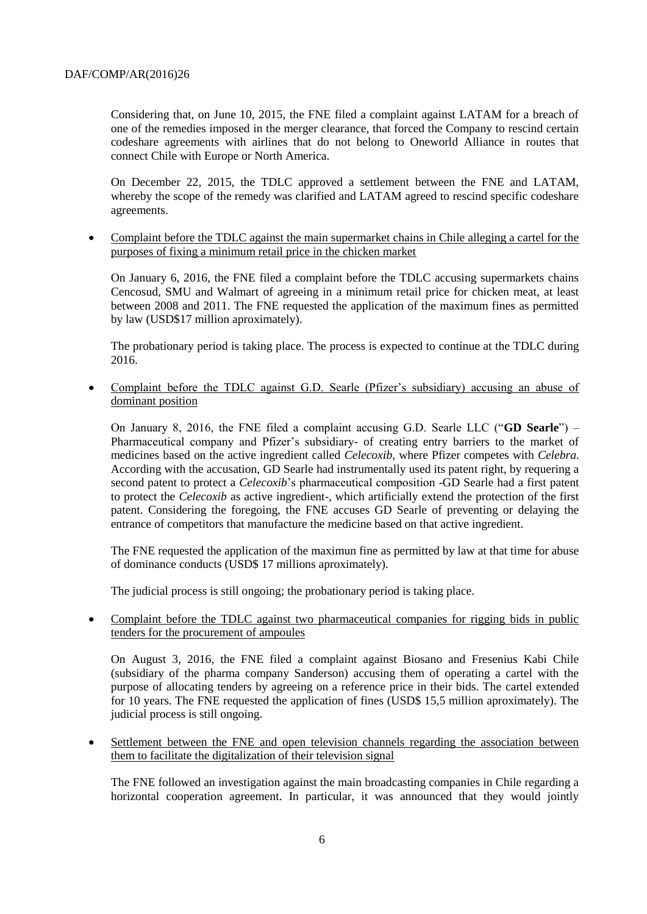Considering that, on June 10, 2015, the FNE filed a complaint against LATAM for a breach of one of the remedies imposed in the merger clearance, that forced the Company to rescind certain codeshare agreements with airlines that do not belong to Oneworld Alliance in routes that connect Chile with Europe or North America.

On December 22, 2015, the TDLC approved a settlement between the FNE and LATAM, whereby the scope of the remedy was clarified and LATAM agreed to rescind specific codeshare agreements.

- Complaint before the TDLC against the main supermarket chains in Chile alleging a cartel for the purposes of fixing a minimum retail price in the chicken market

  On January 6, 2016, the FNE filed a complaint before the TDLC accusing supermarkets chains Cencosud, SMU and Walmart of agreeing in a minimum retail price for chicken meat, at least between 2008 and 2011. The FNE requested the application of the maximum fines as permitted by law (USD$17 million aproximately).

  The probationary period is taking place. The process is expected to continue at the TDLC during 2016.

- Complaint before the TDLC against G.D. Searle (Pfizer's subsidiary) accusing an abuse of dominant position

  On January 8, 2016, the FNE filed a complaint accusing G.D. Searle LLC ("**GD Searle**") – Pharmaceutical company and Pfizer's subsidiary- of creating entry barriers to the market of medicines based on the active ingredient called *Celecoxib*, where Pfizer competes with *Celebra*. According with the accusation, GD Searle had instrumentally used its patent right, by requering a second patent to protect a *Celecoxib*'s pharmaceutical composition -GD Searle had a first patent to protect the *Celecoxib* as active ingredient-, which artificially extend the protection of the first patent. Considering the foregoing, the FNE accuses GD Searle of preventing or delaying the entrance of competitors that manufacture the medicine based on that active ingredient.

  The FNE requested the application of the maximun fine as permitted by law at that time for abuse of dominance conducts (USD$ 17 millions aproximately).

  The judicial process is still ongoing; the probationary period is taking place.

- Complaint before the TDLC against two pharmaceutical companies for rigging bids in public tenders for the procurement of ampoules

  On August 3, 2016, the FNE filed a complaint against Biosano and Fresenius Kabi Chile (subsidiary of the pharma company Sanderson) accusing them of operating a cartel with the purpose of allocating tenders by agreeing on a reference price in their bids. The cartel extended for 10 years. The FNE requested the application of fines (USD$ 15,5 million aproximately). The judicial process is still ongoing.

- Settlement between the FNE and open television channels regarding the association between them to facilitate the digitalization of their television signal

  The FNE followed an investigation against the main broadcasting companies in Chile regarding a horizontal cooperation agreement. In particular, it was announced that they would jointly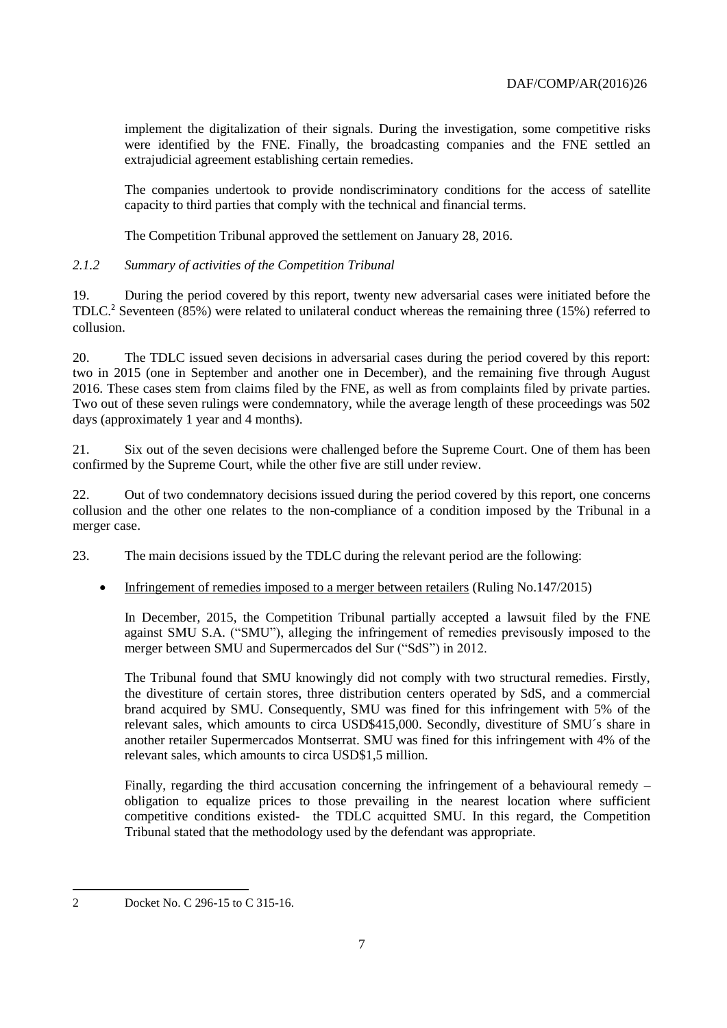implement the digitalization of their signals. During the investigation, some competitive risks were identified by the FNE. Finally, the broadcasting companies and the FNE settled an extrajudicial agreement establishing certain remedies.

The companies undertook to provide nondiscriminatory conditions for the access of satellite capacity to third parties that comply with the technical and financial terms.

The Competition Tribunal approved the settlement on January 28, 2016.

### *2.1.2 Summary of activities of the Competition Tribunal*

19. During the period covered by this report, twenty new adversarial cases were initiated before the TDLC.[2] Seventeen (85%) were related to unilateral conduct whereas the remaining three (15%) referred to collusion.

20. The TDLC issued seven decisions in adversarial cases during the period covered by this report: two in 2015 (one in September and another one in December), and the remaining five through August 2016. These cases stem from claims filed by the FNE, as well as from complaints filed by private parties. Two out of these seven rulings were condemnatory, while the average length of these proceedings was 502 days (approximately 1 year and 4 months).

21. Six out of the seven decisions were challenged before the Supreme Court. One of them has been confirmed by the Supreme Court, while the other five are still under review.

22. Out of two condemnatory decisions issued during the period covered by this report, one concerns collusion and the other one relates to the non-compliance of a condition imposed by the Tribunal in a merger case.

23. The main decisions issued by the TDLC during the relevant period are the following:

- Infringement of remedies imposed to a merger between retailers (Ruling No.147/2015)

  In December, 2015, the Competition Tribunal partially accepted a lawsuit filed by the FNE against SMU S.A. ("SMU"), alleging the infringement of remedies previsously imposed to the merger between SMU and Supermercados del Sur ("SdS") in 2012.

  The Tribunal found that SMU knowingly did not comply with two structural remedies. Firstly, the divestiture of certain stores, three distribution centers operated by SdS, and a commercial brand acquired by SMU. Consequently, SMU was fined for this infringement with 5% of the relevant sales, which amounts to circa USD$415,000. Secondly, divestiture of SMU´s share in another retailer Supermercados Montserrat. SMU was fined for this infringement with 4% of the relevant sales, which amounts to circa USD$1,5 million.

  Finally, regarding the third accusation concerning the infringement of a behavioural remedy – obligation to equalize prices to those prevailing in the nearest location where sufficient competitive conditions existed- the TDLC acquitted SMU. In this regard, the Competition Tribunal stated that the methodology used by the defendant was appropriate.

---

2 Docket No. C 296-15 to C 315-16.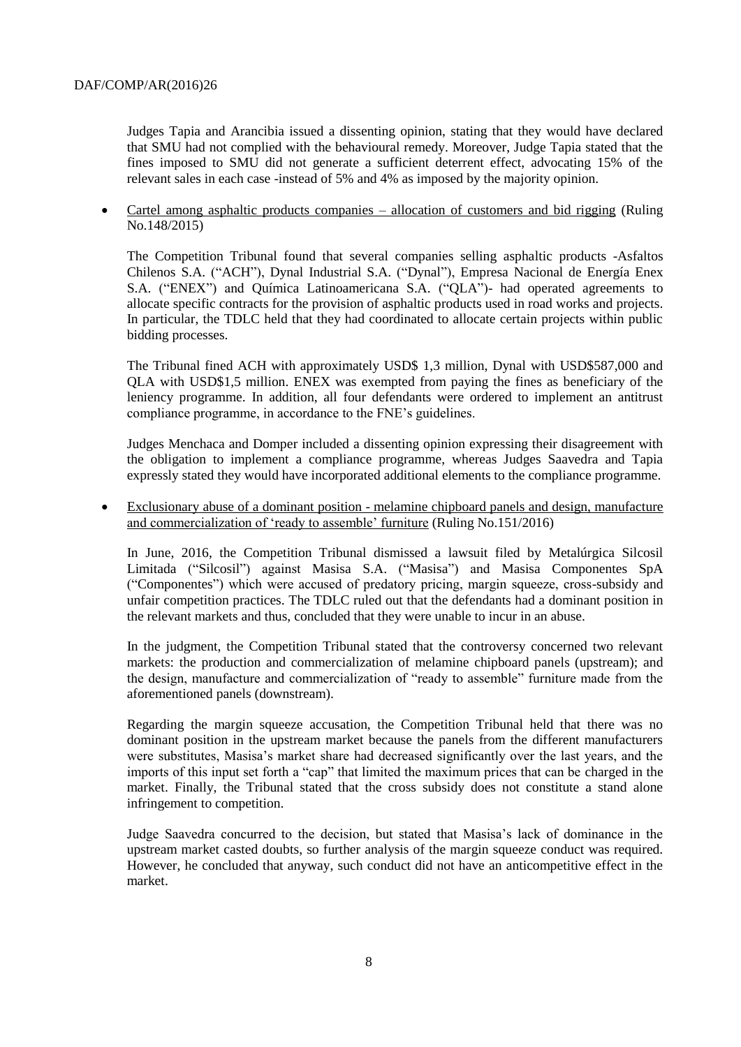Judges Tapia and Arancibia issued a dissenting opinion, stating that they would have declared that SMU had not complied with the behavioural remedy. Moreover, Judge Tapia stated that the fines imposed to SMU did not generate a sufficient deterrent effect, advocating 15% of the relevant sales in each case -instead of 5% and 4% as imposed by the majority opinion.

- Cartel among asphaltic products companies – allocation of customers and bid rigging (Ruling No.148/2015)

  The Competition Tribunal found that several companies selling asphaltic products -Asfaltos Chilenos S.A. ("ACH"), Dynal Industrial S.A. ("Dynal"), Empresa Nacional de Energía Enex S.A. ("ENEX") and Química Latinoamericana S.A. ("QLA")- had operated agreements to allocate specific contracts for the provision of asphaltic products used in road works and projects. In particular, the TDLC held that they had coordinated to allocate certain projects within public bidding processes.

  The Tribunal fined ACH with approximately USD$ 1,3 million, Dynal with USD$587,000 and QLA with USD$1,5 million. ENEX was exempted from paying the fines as beneficiary of the leniency programme. In addition, all four defendants were ordered to implement an antitrust compliance programme, in accordance to the FNE's guidelines.

  Judges Menchaca and Domper included a dissenting opinion expressing their disagreement with the obligation to implement a compliance programme, whereas Judges Saavedra and Tapia expressly stated they would have incorporated additional elements to the compliance programme.

- Exclusionary abuse of a dominant position - melamine chipboard panels and design, manufacture and commercialization of 'ready to assemble' furniture (Ruling No.151/2016)

  In June, 2016, the Competition Tribunal dismissed a lawsuit filed by Metalúrgica Silcosil Limitada ("Silcosil") against Masisa S.A. ("Masisa") and Masisa Componentes SpA ("Componentes") which were accused of predatory pricing, margin squeeze, cross-subsidy and unfair competition practices. The TDLC ruled out that the defendants had a dominant position in the relevant markets and thus, concluded that they were unable to incur in an abuse.

  In the judgment, the Competition Tribunal stated that the controversy concerned two relevant markets: the production and commercialization of melamine chipboard panels (upstream); and the design, manufacture and commercialization of "ready to assemble" furniture made from the aforementioned panels (downstream).

  Regarding the margin squeeze accusation, the Competition Tribunal held that there was no dominant position in the upstream market because the panels from the different manufacturers were substitutes, Masisa's market share had decreased significantly over the last years, and the imports of this input set forth a "cap" that limited the maximum prices that can be charged in the market. Finally, the Tribunal stated that the cross subsidy does not constitute a stand alone infringement to competition.

  Judge Saavedra concurred to the decision, but stated that Masisa's lack of dominance in the upstream market casted doubts, so further analysis of the margin squeeze conduct was required. However, he concluded that anyway, such conduct did not have an anticompetitive effect in the market.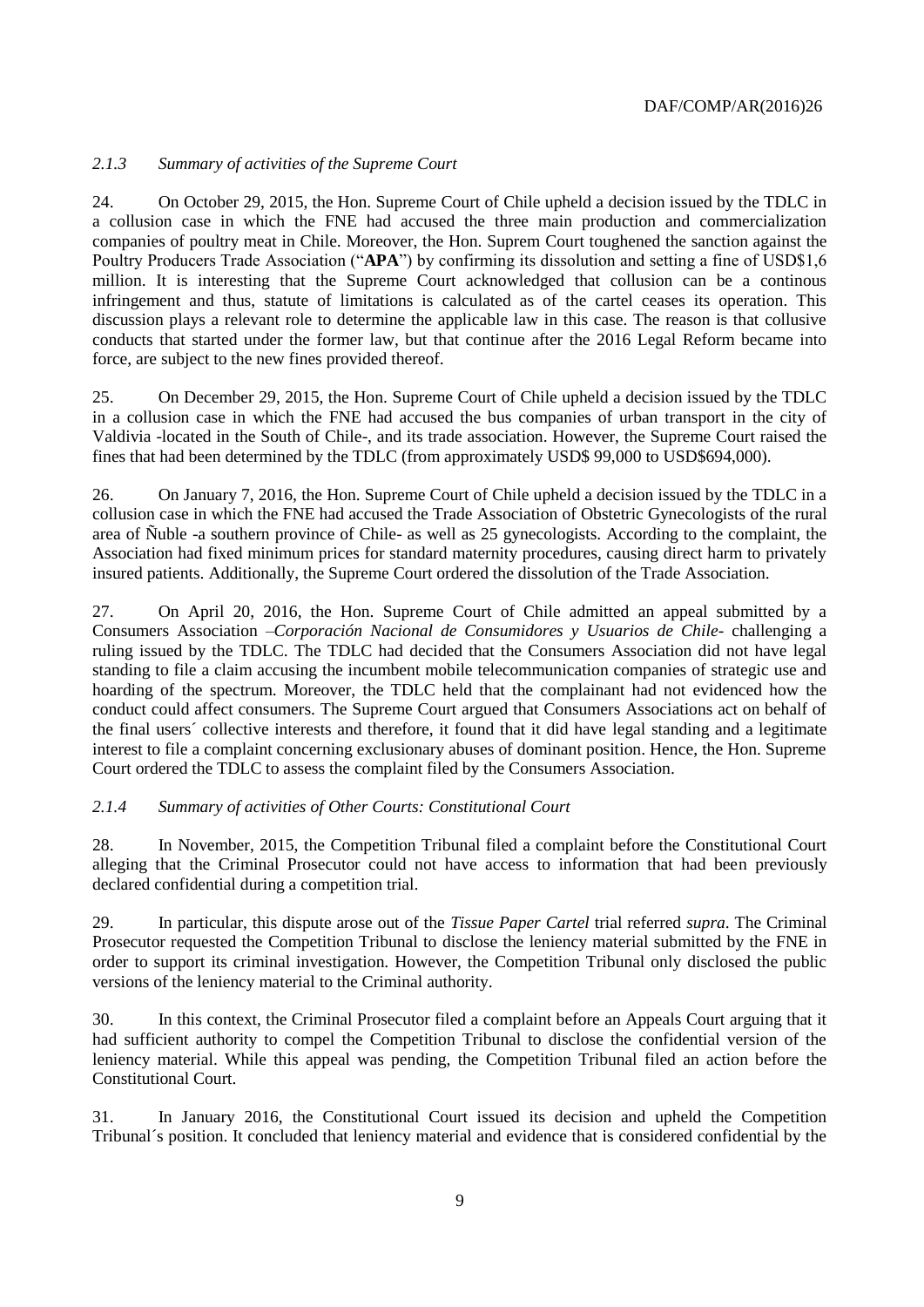### *2.1.3 Summary of activities of the Supreme Court*

24. On October 29, 2015, the Hon. Supreme Court of Chile upheld a decision issued by the TDLC in a collusion case in which the FNE had accused the three main production and commercialization companies of poultry meat in Chile. Moreover, the Hon. Suprem Court toughened the sanction against the Poultry Producers Trade Association ("**APA**") by confirming its dissolution and setting a fine of USD$1,6 million. It is interesting that the Supreme Court acknowledged that collusion can be a continous infringement and thus, statute of limitations is calculated as of the cartel ceases its operation. This discussion plays a relevant role to determine the applicable law in this case. The reason is that collusive conducts that started under the former law, but that continue after the 2016 Legal Reform became into force, are subject to the new fines provided thereof.

25. On December 29, 2015, the Hon. Supreme Court of Chile upheld a decision issued by the TDLC in a collusion case in which the FNE had accused the bus companies of urban transport in the city of Valdivia -located in the South of Chile-, and its trade association. However, the Supreme Court raised the fines that had been determined by the TDLC (from approximately USD$ 99,000 to USD$694,000).

26. On January 7, 2016, the Hon. Supreme Court of Chile upheld a decision issued by the TDLC in a collusion case in which the FNE had accused the Trade Association of Obstetric Gynecologists of the rural area of Ñuble -a southern province of Chile- as well as 25 gynecologists. According to the complaint, the Association had fixed minimum prices for standard maternity procedures, causing direct harm to privately insured patients. Additionally, the Supreme Court ordered the dissolution of the Trade Association.

27. On April 20, 2016, the Hon. Supreme Court of Chile admitted an appeal submitted by a Consumers Association –*Corporación Nacional de Consumidores y Usuarios de Chile*- challenging a ruling issued by the TDLC. The TDLC had decided that the Consumers Association did not have legal standing to file a claim accusing the incumbent mobile telecommunication companies of strategic use and hoarding of the spectrum. Moreover, the TDLC held that the complainant had not evidenced how the conduct could affect consumers. The Supreme Court argued that Consumers Associations act on behalf of the final users´ collective interests and therefore, it found that it did have legal standing and a legitimate interest to file a complaint concerning exclusionary abuses of dominant position. Hence, the Hon. Supreme Court ordered the TDLC to assess the complaint filed by the Consumers Association.

### *2.1.4 Summary of activities of Other Courts: Constitutional Court*

28. In November, 2015, the Competition Tribunal filed a complaint before the Constitutional Court alleging that the Criminal Prosecutor could not have access to information that had been previously declared confidential during a competition trial.

29. In particular, this dispute arose out of the *Tissue Paper Cartel* trial referred *supra*. The Criminal Prosecutor requested the Competition Tribunal to disclose the leniency material submitted by the FNE in order to support its criminal investigation. However, the Competition Tribunal only disclosed the public versions of the leniency material to the Criminal authority.

30. In this context, the Criminal Prosecutor filed a complaint before an Appeals Court arguing that it had sufficient authority to compel the Competition Tribunal to disclose the confidential version of the leniency material. While this appeal was pending, the Competition Tribunal filed an action before the Constitutional Court.

31. In January 2016, the Constitutional Court issued its decision and upheld the Competition Tribunal´s position. It concluded that leniency material and evidence that is considered confidential by the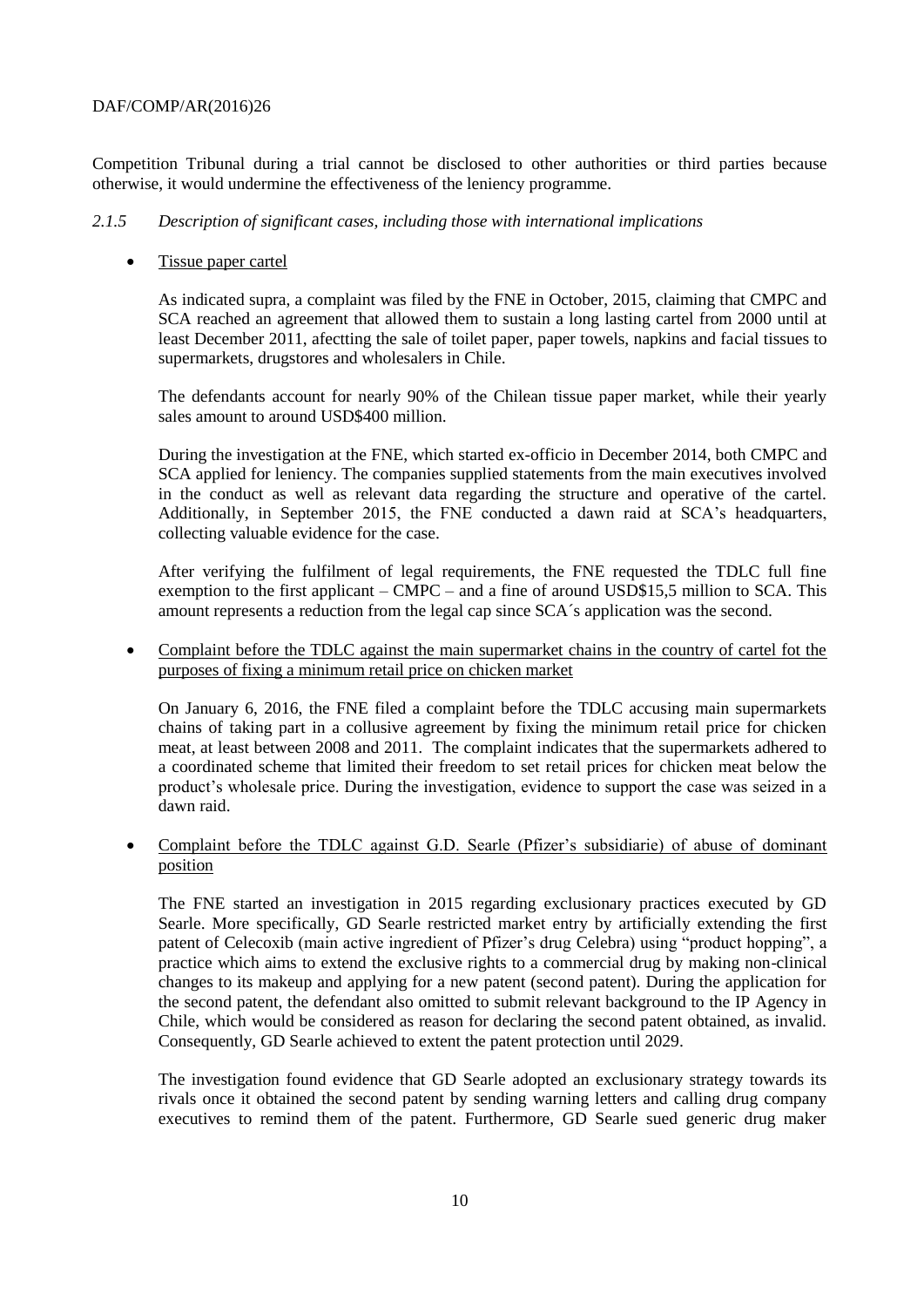Competition Tribunal during a trial cannot be disclosed to other authorities or third parties because otherwise, it would undermine the effectiveness of the leniency programme.

### *2.1.5 Description of significant cases, including those with international implications*

- Tissue paper cartel

  As indicated supra, a complaint was filed by the FNE in October, 2015, claiming that CMPC and SCA reached an agreement that allowed them to sustain a long lasting cartel from 2000 until at least December 2011, afectting the sale of toilet paper, paper towels, napkins and facial tissues to supermarkets, drugstores and wholesalers in Chile.

  The defendants account for nearly 90% of the Chilean tissue paper market, while their yearly sales amount to around USD$400 million.

  During the investigation at the FNE, which started ex-officio in December 2014, both CMPC and SCA applied for leniency. The companies supplied statements from the main executives involved in the conduct as well as relevant data regarding the structure and operative of the cartel. Additionally, in September 2015, the FNE conducted a dawn raid at SCA's headquarters, collecting valuable evidence for the case.

  After verifying the fulfilment of legal requirements, the FNE requested the TDLC full fine exemption to the first applicant – CMPC – and a fine of around USD$15,5 million to SCA. This amount represents a reduction from the legal cap since SCA´s application was the second.

- Complaint before the TDLC against the main supermarket chains in the country of cartel fot the purposes of fixing a minimum retail price on chicken market

  On January 6, 2016, the FNE filed a complaint before the TDLC accusing main supermarkets chains of taking part in a collusive agreement by fixing the minimum retail price for chicken meat, at least between 2008 and 2011. The complaint indicates that the supermarkets adhered to a coordinated scheme that limited their freedom to set retail prices for chicken meat below the product's wholesale price. During the investigation, evidence to support the case was seized in a dawn raid.

- Complaint before the TDLC against G.D. Searle (Pfizer's subsidiarie) of abuse of dominant position

  The FNE started an investigation in 2015 regarding exclusionary practices executed by GD Searle. More specifically, GD Searle restricted market entry by artificially extending the first patent of Celecoxib (main active ingredient of Pfizer's drug Celebra) using "product hopping", a practice which aims to extend the exclusive rights to a commercial drug by making non-clinical changes to its makeup and applying for a new patent (second patent). During the application for the second patent, the defendant also omitted to submit relevant background to the IP Agency in Chile, which would be considered as reason for declaring the second patent obtained, as invalid. Consequently, GD Searle achieved to extent the patent protection until 2029.

  The investigation found evidence that GD Searle adopted an exclusionary strategy towards its rivals once it obtained the second patent by sending warning letters and calling drug company executives to remind them of the patent. Furthermore, GD Searle sued generic drug maker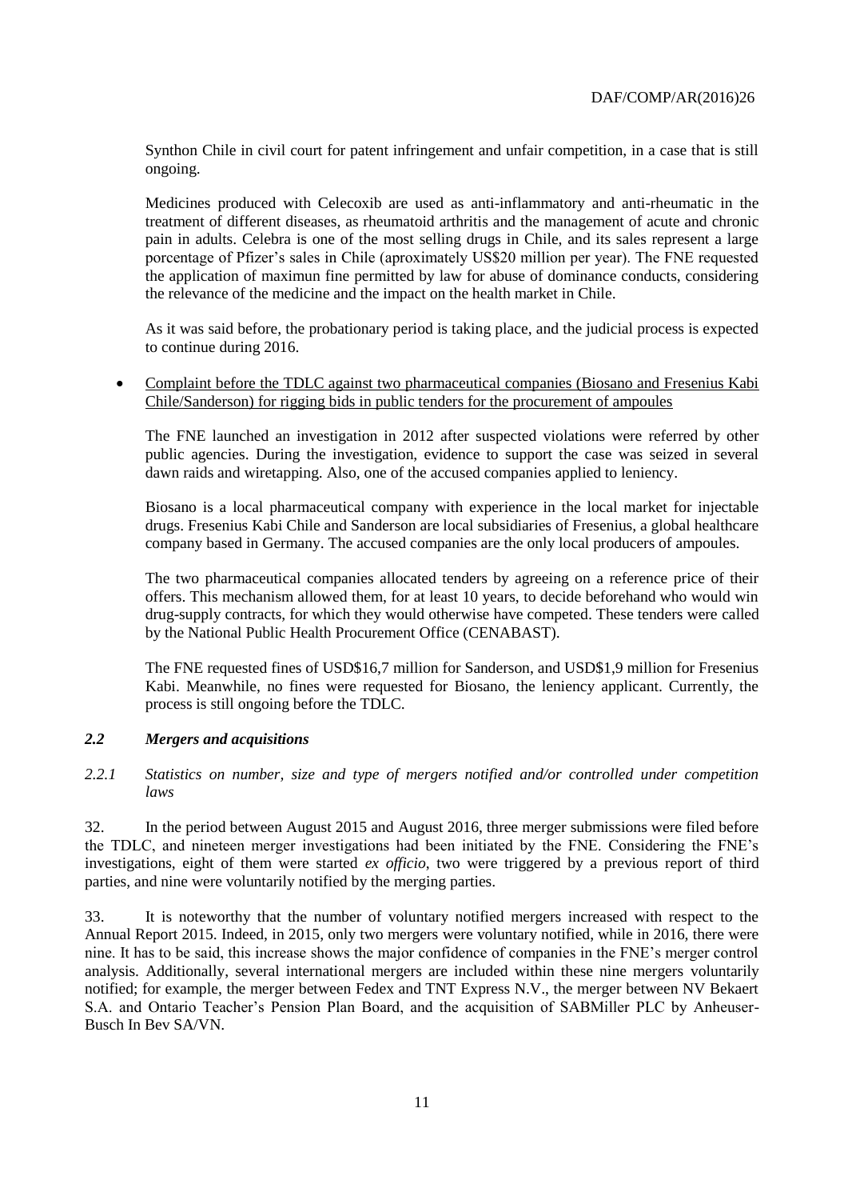Synthon Chile in civil court for patent infringement and unfair competition, in a case that is still ongoing.

Medicines produced with Celecoxib are used as anti-inflammatory and anti-rheumatic in the treatment of different diseases, as rheumatoid arthritis and the management of acute and chronic pain in adults. Celebra is one of the most selling drugs in Chile, and its sales represent a large porcentage of Pfizer's sales in Chile (aproximately US$20 million per year). The FNE requested the application of maximun fine permitted by law for abuse of dominance conducts, considering the relevance of the medicine and the impact on the health market in Chile.

As it was said before, the probationary period is taking place, and the judicial process is expected to continue during 2016.

- <u>Complaint before the TDLC against two pharmaceutical companies (Biosano and Fresenius Kabi Chile/Sanderson) for rigging bids in public tenders for the procurement of ampoules</u>

  The FNE launched an investigation in 2012 after suspected violations were referred by other public agencies. During the investigation, evidence to support the case was seized in several dawn raids and wiretapping. Also, one of the accused companies applied to leniency.

  Biosano is a local pharmaceutical company with experience in the local market for injectable drugs. Fresenius Kabi Chile and Sanderson are local subsidiaries of Fresenius, a global healthcare company based in Germany. The accused companies are the only local producers of ampoules.

  The two pharmaceutical companies allocated tenders by agreeing on a reference price of their offers. This mechanism allowed them, for at least 10 years, to decide beforehand who would win drug-supply contracts, for which they would otherwise have competed. These tenders were called by the National Public Health Procurement Office (CENABAST).

  The FNE requested fines of USD$16,7 million for Sanderson, and USD$1,9 million for Fresenius Kabi. Meanwhile, no fines were requested for Biosano, the leniency applicant. Currently, the process is still ongoing before the TDLC.

### *2.2 Mergers and acquisitions*

#### *2.2.1 Statistics on number, size and type of mergers notified and/or controlled under competition laws*

32. In the period between August 2015 and August 2016, three merger submissions were filed before the TDLC, and nineteen merger investigations had been initiated by the FNE. Considering the FNE's investigations, eight of them were started *ex officio*, two were triggered by a previous report of third parties, and nine were voluntarily notified by the merging parties.

33. It is noteworthy that the number of voluntary notified mergers increased with respect to the Annual Report 2015. Indeed, in 2015, only two mergers were voluntary notified, while in 2016, there were nine. It has to be said, this increase shows the major confidence of companies in the FNE's merger control analysis. Additionally, several international mergers are included within these nine mergers voluntarily notified; for example, the merger between Fedex and TNT Express N.V., the merger between NV Bekaert S.A. and Ontario Teacher's Pension Plan Board, and the acquisition of SABMiller PLC by Anheuser-Busch In Bev SA/VN.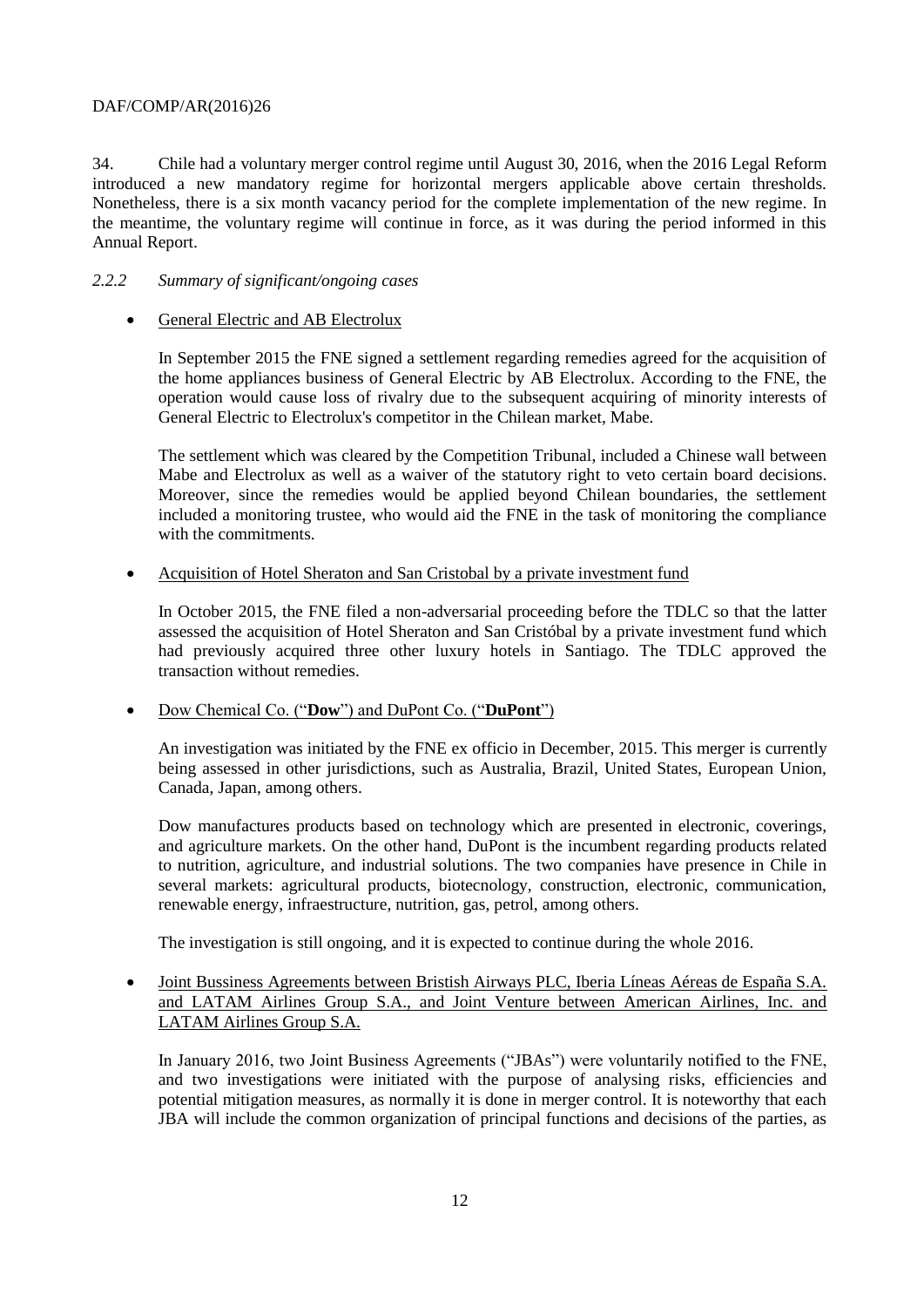34. Chile had a voluntary merger control regime until August 30, 2016, when the 2016 Legal Reform introduced a new mandatory regime for horizontal mergers applicable above certain thresholds. Nonetheless, there is a six month vacancy period for the complete implementation of the new regime. In the meantime, the voluntary regime will continue in force, as it was during the period informed in this Annual Report.

### *2.2.2 Summary of significant/ongoing cases*

- General Electric and AB Electrolux

  In September 2015 the FNE signed a settlement regarding remedies agreed for the acquisition of the home appliances business of General Electric by AB Electrolux. According to the FNE, the operation would cause loss of rivalry due to the subsequent acquiring of minority interests of General Electric to Electrolux's competitor in the Chilean market, Mabe.

  The settlement which was cleared by the Competition Tribunal, included a Chinese wall between Mabe and Electrolux as well as a waiver of the statutory right to veto certain board decisions. Moreover, since the remedies would be applied beyond Chilean boundaries, the settlement included a monitoring trustee, who would aid the FNE in the task of monitoring the compliance with the commitments.

- Acquisition of Hotel Sheraton and San Cristobal by a private investment fund

  In October 2015, the FNE filed a non-adversarial proceeding before the TDLC so that the latter assessed the acquisition of Hotel Sheraton and San Cristóbal by a private investment fund which had previously acquired three other luxury hotels in Santiago. The TDLC approved the transaction without remedies.

- Dow Chemical Co. ("**Dow**") and DuPont Co. ("**DuPont**")

  An investigation was initiated by the FNE ex officio in December, 2015. This merger is currently being assessed in other jurisdictions, such as Australia, Brazil, United States, European Union, Canada, Japan, among others.

  Dow manufactures products based on technology which are presented in electronic, coverings, and agriculture markets. On the other hand, DuPont is the incumbent regarding products related to nutrition, agriculture, and industrial solutions. The two companies have presence in Chile in several markets: agricultural products, biotecnology, construction, electronic, communication, renewable energy, infraestructure, nutrition, gas, petrol, among others.

  The investigation is still ongoing, and it is expected to continue during the whole 2016.

- Joint Bussiness Agreements between Bristish Airways PLC, Iberia Líneas Aéreas de España S.A. and LATAM Airlines Group S.A., and Joint Venture between American Airlines, Inc. and LATAM Airlines Group S.A.

  In January 2016, two Joint Business Agreements ("JBAs") were voluntarily notified to the FNE, and two investigations were initiated with the purpose of analysing risks, efficiencies and potential mitigation measures, as normally it is done in merger control. It is noteworthy that each JBA will include the common organization of principal functions and decisions of the parties, as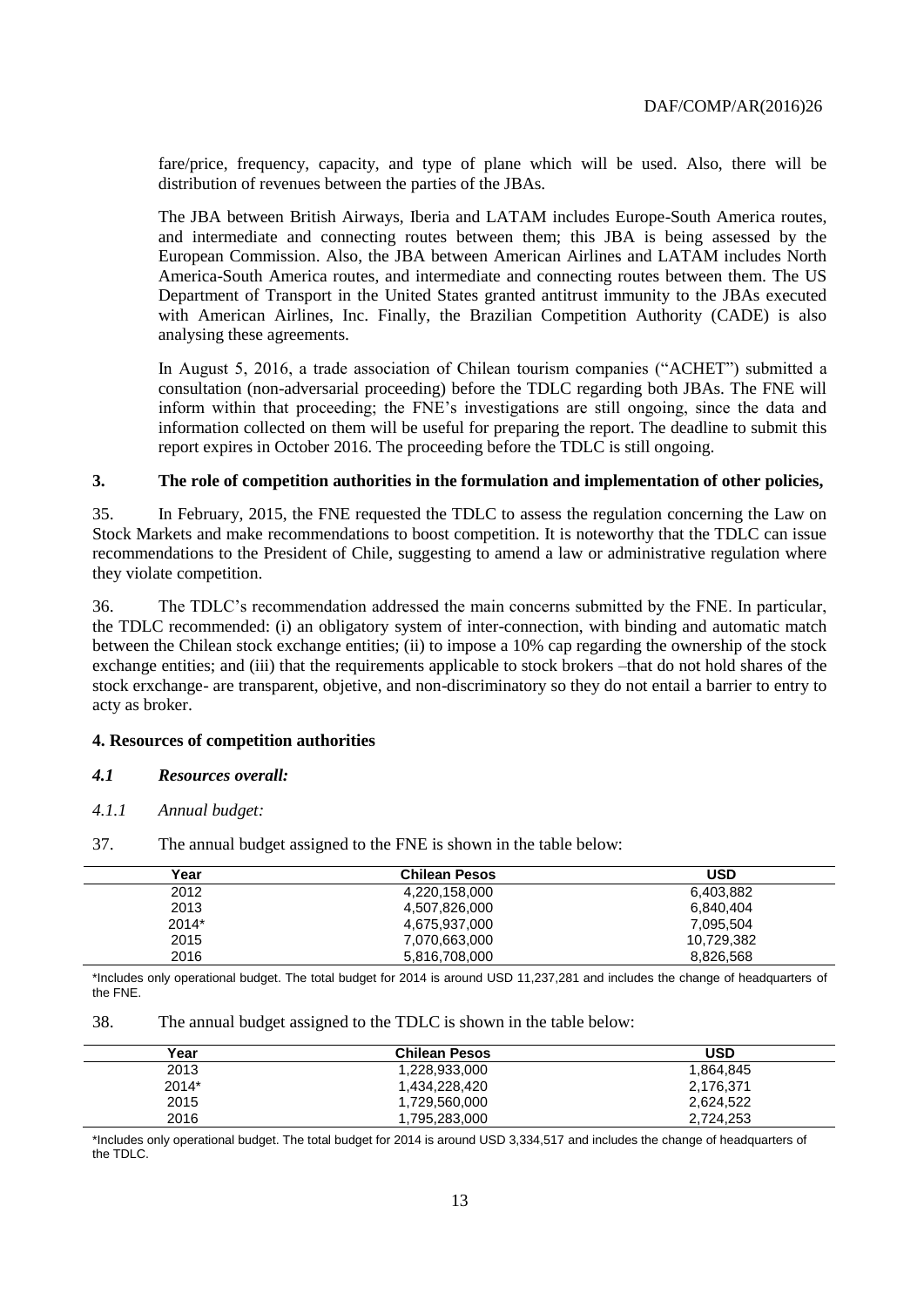fare/price, frequency, capacity, and type of plane which will be used. Also, there will be distribution of revenues between the parties of the JBAs.

The JBA between British Airways, Iberia and LATAM includes Europe-South America routes, and intermediate and connecting routes between them; this JBA is being assessed by the European Commission. Also, the JBA between American Airlines and LATAM includes North America-South America routes, and intermediate and connecting routes between them. The US Department of Transport in the United States granted antitrust immunity to the JBAs executed with American Airlines, Inc. Finally, the Brazilian Competition Authority (CADE) is also analysing these agreements.

In August 5, 2016, a trade association of Chilean tourism companies ("ACHET") submitted a consultation (non-adversarial proceeding) before the TDLC regarding both JBAs. The FNE will inform within that proceeding; the FNE's investigations are still ongoing, since the data and information collected on them will be useful for preparing the report. The deadline to submit this report expires in October 2016. The proceeding before the TDLC is still ongoing.

## 3. The role of competition authorities in the formulation and implementation of other policies,

35. In February, 2015, the FNE requested the TDLC to assess the regulation concerning the Law on Stock Markets and make recommendations to boost competition. It is noteworthy that the TDLC can issue recommendations to the President of Chile, suggesting to amend a law or administrative regulation where they violate competition.

36. The TDLC's recommendation addressed the main concerns submitted by the FNE. In particular, the TDLC recommended: (i) an obligatory system of inter-connection, with binding and automatic match between the Chilean stock exchange entities; (ii) to impose a 10% cap regarding the ownership of the stock exchange entities; and (iii) that the requirements applicable to stock brokers –that do not hold shares of the stock erxchange- are transparent, objetive, and non-discriminatory so they do not entail a barrier to entry to acty as broker.

## 4. Resources of competition authorities

### *4.1 Resources overall:*

#### *4.1.1 Annual budget:*

37. The annual budget assigned to the FNE is shown in the table below:

| Year | Chilean Pesos | USD |
|---|---|---|
| 2012 | 4,220,158,000 | 6,403,882 |
| 2013 | 4,507,826,000 | 6,840,404 |
| 2014* | 4,675,937,000 | 7,095,504 |
| 2015 | 7,070,663,000 | 10,729,382 |
| 2016 | 5,816,708,000 | 8,826,568 |

*Includes only operational budget. The total budget for 2014 is around USD 11,237,281 and includes the change of headquarters of the FNE.

38. The annual budget assigned to the TDLC is shown in the table below:

| Year | Chilean Pesos | USD |
|---|---|---|
| 2013 | 1,228,933,000 | 1,864,845 |
| 2014* | 1,434,228,420 | 2,176,371 |
| 2015 | 1,729,560,000 | 2,624,522 |
| 2016 | 1,795,283,000 | 2,724,253 |

*Includes only operational budget. The total budget for 2014 is around USD 3,334,517 and includes the change of headquarters of the TDLC.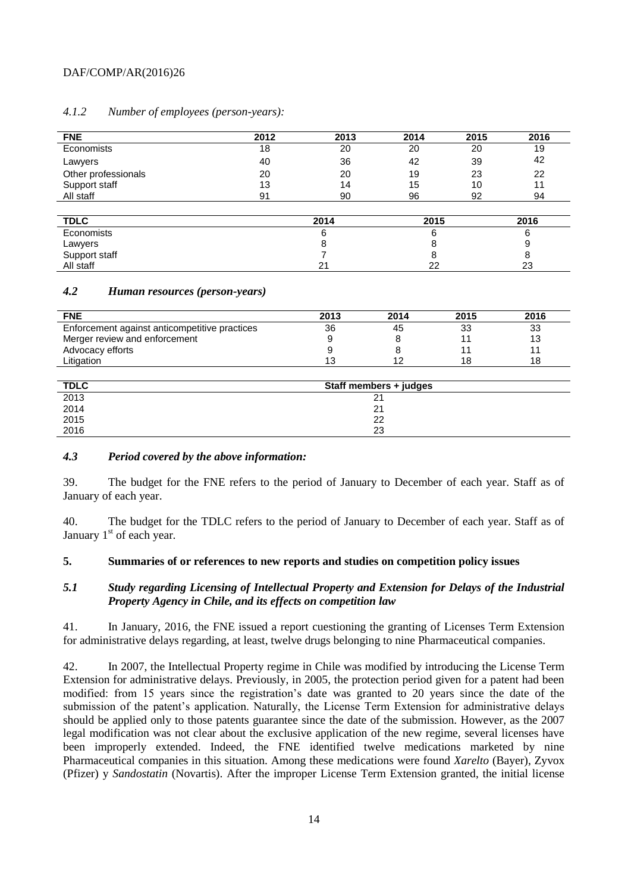### *4.1.2 Number of employees (person-years):*

| FNE | 2012 | 2013 | 2014 | 2015 | 2016 |
|---|---|---|---|---|---|
| Economists | 18 | 20 | 20 | 20 | 19 |
| Lawyers | 40 | 36 | 42 | 39 | 42 |
| Other professionals | 20 | 20 | 19 | 23 | 22 |
| Support staff | 13 | 14 | 15 | 10 | 11 |
| All staff | 91 | 90 | 96 | 92 | 94 |

| TDLC | 2014 | 2015 | 2016 |
|---|---|---|---|
| Economists | 6 | 6 | 6 |
| Lawyers | 8 | 8 | 9 |
| Support staff | 7 | 8 | 8 |
| All staff | 21 | 22 | 23 |

### *4.2 Human resources (person-years)*

| FNE | 2013 | 2014 | 2015 | 2016 |
|---|---|---|---|---|
| Enforcement against anticompetitive practices | 36 | 45 | 33 | 33 |
| Merger review and enforcement | 9 | 8 | 11 | 13 |
| Advocacy efforts | 9 | 8 | 11 | 11 |
| Litigation | 13 | 12 | 18 | 18 |

| TDLC | Staff members + judges |
|---|---|
| 2013 | 21 |
| 2014 | 21 |
| 2015 | 22 |
| 2016 | 23 |

### *4.3 Period covered by the above information:*

39. The budget for the FNE refers to the period of January to December of each year. Staff as of January of each year.

40. The budget for the TDLC refers to the period of January to December of each year. Staff as of January 1st of each year.

## 5. Summaries of or references to new reports and studies on competition policy issues

### *5.1 Study regarding Licensing of Intellectual Property and Extension for Delays of the Industrial Property Agency in Chile, and its effects on competition law*

41. In January, 2016, the FNE issued a report cuestioning the granting of Licenses Term Extension for administrative delays regarding, at least, twelve drugs belonging to nine Pharmaceutical companies.

42. In 2007, the Intellectual Property regime in Chile was modified by introducing the License Term Extension for administrative delays. Previously, in 2005, the protection period given for a patent had been modified: from 15 years since the registration's date was granted to 20 years since the date of the submission of the patent's application. Naturally, the License Term Extension for administrative delays should be applied only to those patents guarantee since the date of the submission. However, as the 2007 legal modification was not clear about the exclusive application of the new regime, several licenses have been improperly extended. Indeed, the FNE identified twelve medications marketed by nine Pharmaceutical companies in this situation. Among these medications were found *Xarelto* (Bayer), Zyvox (Pfizer) y *Sandostatin* (Novartis). After the improper License Term Extension granted, the initial license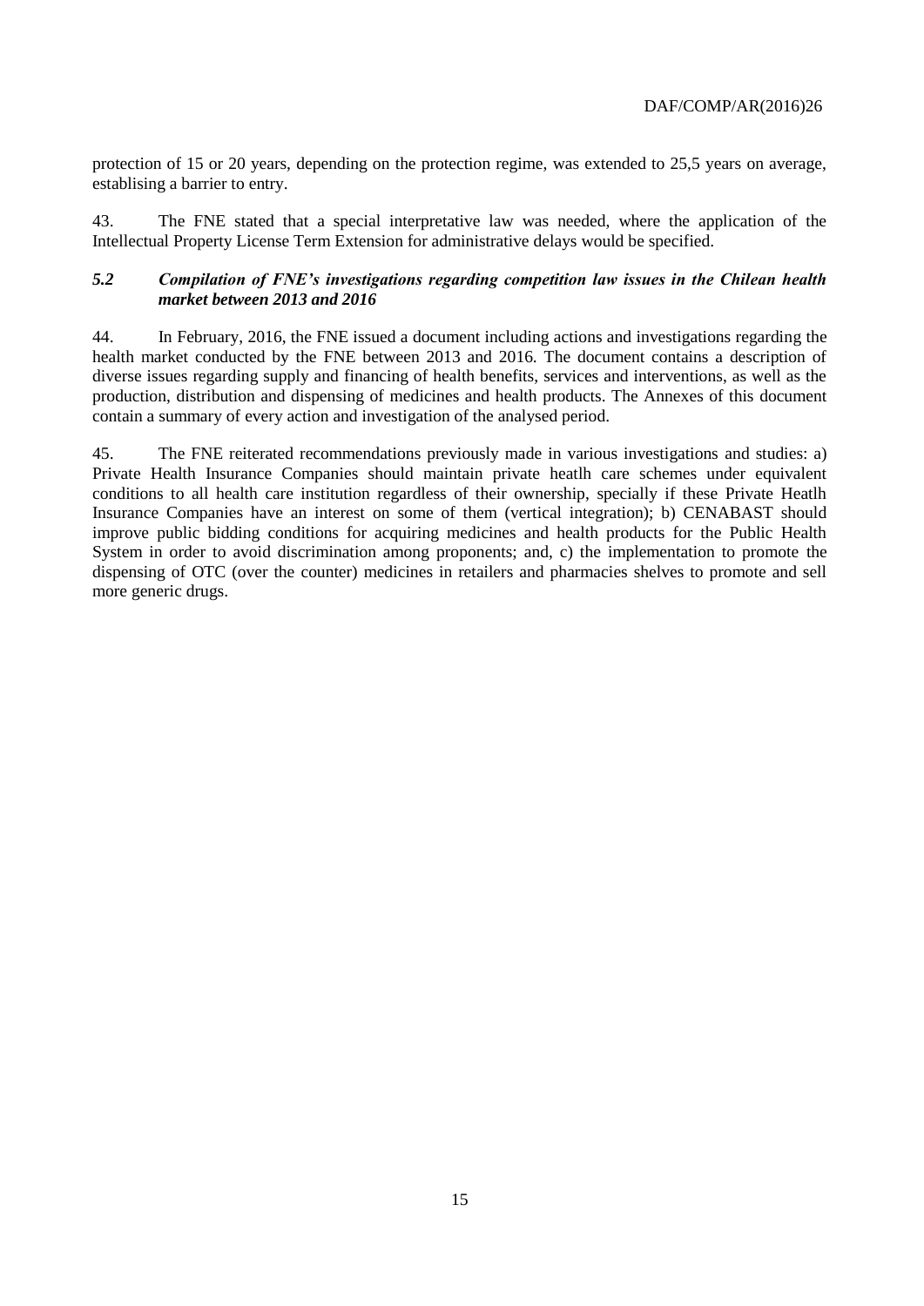protection of 15 or 20 years, depending on the protection regime, was extended to 25,5 years on average, establising a barrier to entry.

43. The FNE stated that a special interpretative law was needed, where the application of the Intellectual Property License Term Extension for administrative delays would be specified.

### *5.2 Compilation of FNE's investigations regarding competition law issues in the Chilean health market between 2013 and 2016*

44. In February, 2016, the FNE issued a document including actions and investigations regarding the health market conducted by the FNE between 2013 and 2016. The document contains a description of diverse issues regarding supply and financing of health benefits, services and interventions, as well as the production, distribution and dispensing of medicines and health products. The Annexes of this document contain a summary of every action and investigation of the analysed period.

45. The FNE reiterated recommendations previously made in various investigations and studies: a) Private Health Insurance Companies should maintain private heatlh care schemes under equivalent conditions to all health care institution regardless of their ownership, specially if these Private Heatlh Insurance Companies have an interest on some of them (vertical integration); b) CENABAST should improve public bidding conditions for acquiring medicines and health products for the Public Health System in order to avoid discrimination among proponents; and, c) the implementation to promote the dispensing of OTC (over the counter) medicines in retailers and pharmacies shelves to promote and sell more generic drugs.